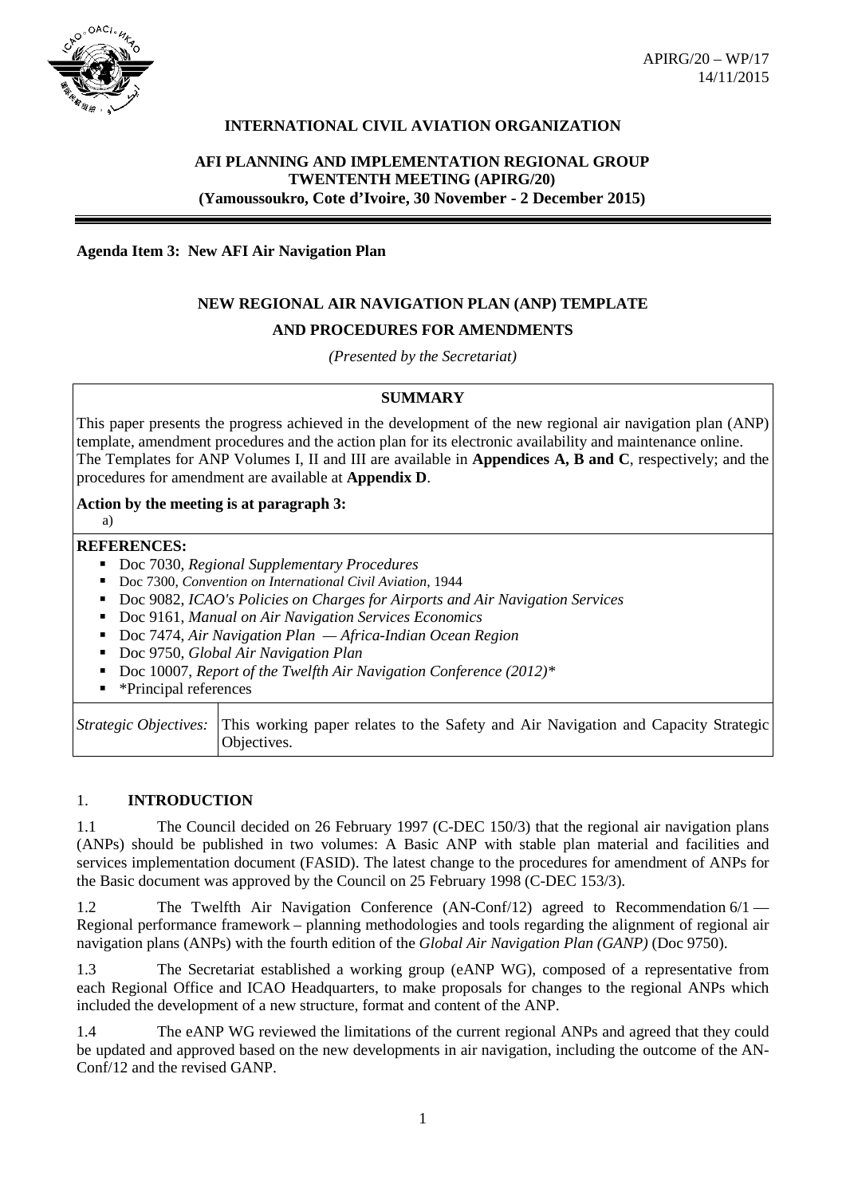APIRG/20 – WP/17
14/11/2015

**INTERNATIONAL CIVIL AVIATION ORGANIZATION**

**AFI PLANNING AND IMPLEMENTATION REGIONAL GROUP**
**TWENTIETH MEETING (APIRG/20)**
**(Yamoussoukro, Cote d'Ivoire, 30 November - 2 December 2015)**

**Agenda Item 3: New AFI Air Navigation Plan**

## NEW REGIONAL AIR NAVIGATION PLAN (ANP) TEMPLATE AND PROCEDURES FOR AMENDMENTS

*(Presented by the Secretariat)*

**SUMMARY**

This paper presents the progress achieved in the development of the new regional air navigation plan (ANP) template, amendment procedures and the action plan for its electronic availability and maintenance online. The Templates for ANP Volumes I, II and III are available in **Appendices A, B and C**, respectively; and the procedures for amendment are available at **Appendix D**.

**Action by the meeting is at paragraph 3:**

a)

**REFERENCES:**

- Doc 7030, *Regional Supplementary Procedures*
- Doc 7300, *Convention on International Civil Aviation*, 1944
- Doc 9082, *ICAO's Policies on Charges for Airports and Air Navigation Services*
- Doc 9161, *Manual on Air Navigation Services Economics*
- Doc 7474, *Air Navigation Plan — Africa-Indian Ocean Region*
- Doc 9750, *Global Air Navigation Plan*
- Doc 10007, *Report of the Twelfth Air Navigation Conference (2012)\**
- \*Principal references

| *Strategic Objectives:* | This working paper relates to the Safety and Air Navigation and Capacity Strategic Objectives. |
|---|---|

## 1. INTRODUCTION

1.1 The Council decided on 26 February 1997 (C-DEC 150/3) that the regional air navigation plans (ANPs) should be published in two volumes: A Basic ANP with stable plan material and facilities and services implementation document (FASID). The latest change to the procedures for amendment of ANPs for the Basic document was approved by the Council on 25 February 1998 (C-DEC 153/3).

1.2 The Twelfth Air Navigation Conference (AN-Conf/12) agreed to Recommendation 6/1 — Regional performance framework – planning methodologies and tools regarding the alignment of regional air navigation plans (ANPs) with the fourth edition of the *Global Air Navigation Plan (GANP)* (Doc 9750).

1.3 The Secretariat established a working group (eANP WG), composed of a representative from each Regional Office and ICAO Headquarters, to make proposals for changes to the regional ANPs which included the development of a new structure, format and content of the ANP.

1.4 The eANP WG reviewed the limitations of the current regional ANPs and agreed that they could be updated and approved based on the new developments in air navigation, including the outcome of the AN-Conf/12 and the revised GANP.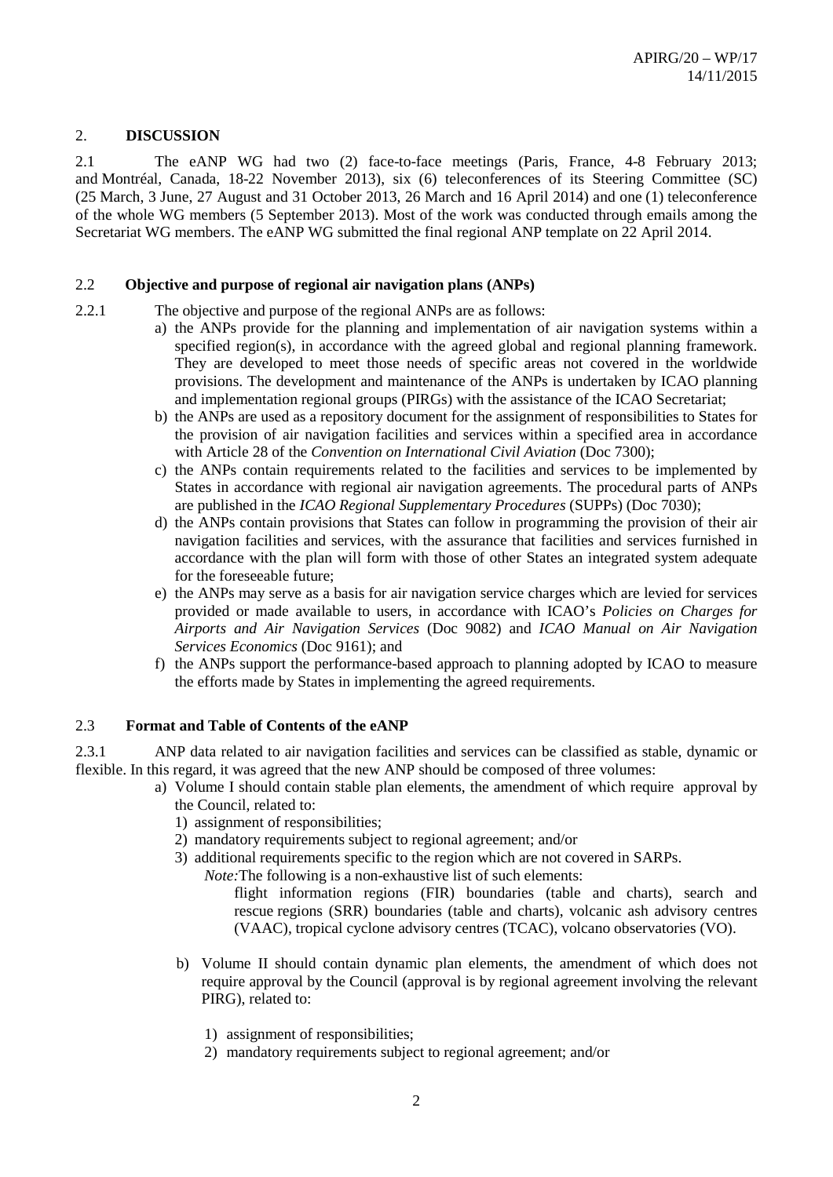## 2. DISCUSSION

2.1 The eANP WG had two (2) face-to-face meetings (Paris, France, 4-8 February 2013; and Montréal, Canada, 18-22 November 2013), six (6) teleconferences of its Steering Committee (SC) (25 March, 3 June, 27 August and 31 October 2013, 26 March and 16 April 2014) and one (1) teleconference of the whole WG members (5 September 2013). Most of the work was conducted through emails among the Secretariat WG members. The eANP WG submitted the final regional ANP template on 22 April 2014.

### 2.2 Objective and purpose of regional air navigation plans (ANPs)

2.2.1 The objective and purpose of the regional ANPs are as follows:

a) the ANPs provide for the planning and implementation of air navigation systems within a specified region(s), in accordance with the agreed global and regional planning framework. They are developed to meet those needs of specific areas not covered in the worldwide provisions. The development and maintenance of the ANPs is undertaken by ICAO planning and implementation regional groups (PIRGs) with the assistance of the ICAO Secretariat;

b) the ANPs are used as a repository document for the assignment of responsibilities to States for the provision of air navigation facilities and services within a specified area in accordance with Article 28 of the *Convention on International Civil Aviation* (Doc 7300);

c) the ANPs contain requirements related to the facilities and services to be implemented by States in accordance with regional air navigation agreements. The procedural parts of ANPs are published in the *ICAO Regional Supplementary Procedures* (SUPPs) (Doc 7030);

d) the ANPs contain provisions that States can follow in programming the provision of their air navigation facilities and services, with the assurance that facilities and services furnished in accordance with the plan will form with those of other States an integrated system adequate for the foreseeable future;

e) the ANPs may serve as a basis for air navigation service charges which are levied for services provided or made available to users, in accordance with ICAO's *Policies on Charges for Airports and Air Navigation Services* (Doc 9082) and *ICAO Manual on Air Navigation Services Economics* (Doc 9161); and

f) the ANPs support the performance-based approach to planning adopted by ICAO to measure the efforts made by States in implementing the agreed requirements.

### 2.3 Format and Table of Contents of the eANP

2.3.1 ANP data related to air navigation facilities and services can be classified as stable, dynamic or flexible. In this regard, it was agreed that the new ANP should be composed of three volumes:

a) Volume I should contain stable plan elements, the amendment of which require approval by the Council, related to:
   1) assignment of responsibilities;
   2) mandatory requirements subject to regional agreement; and/or
   3) additional requirements specific to the region which are not covered in SARPs.

   *Note:* The following is a non-exhaustive list of such elements:
   flight information regions (FIR) boundaries (table and charts), search and rescue regions (SRR) boundaries (table and charts), volcanic ash advisory centres (VAAC), tropical cyclone advisory centres (TCAC), volcano observatories (VO).

b) Volume II should contain dynamic plan elements, the amendment of which does not require approval by the Council (approval is by regional agreement involving the relevant PIRG), related to:

   1) assignment of responsibilities;
   2) mandatory requirements subject to regional agreement; and/or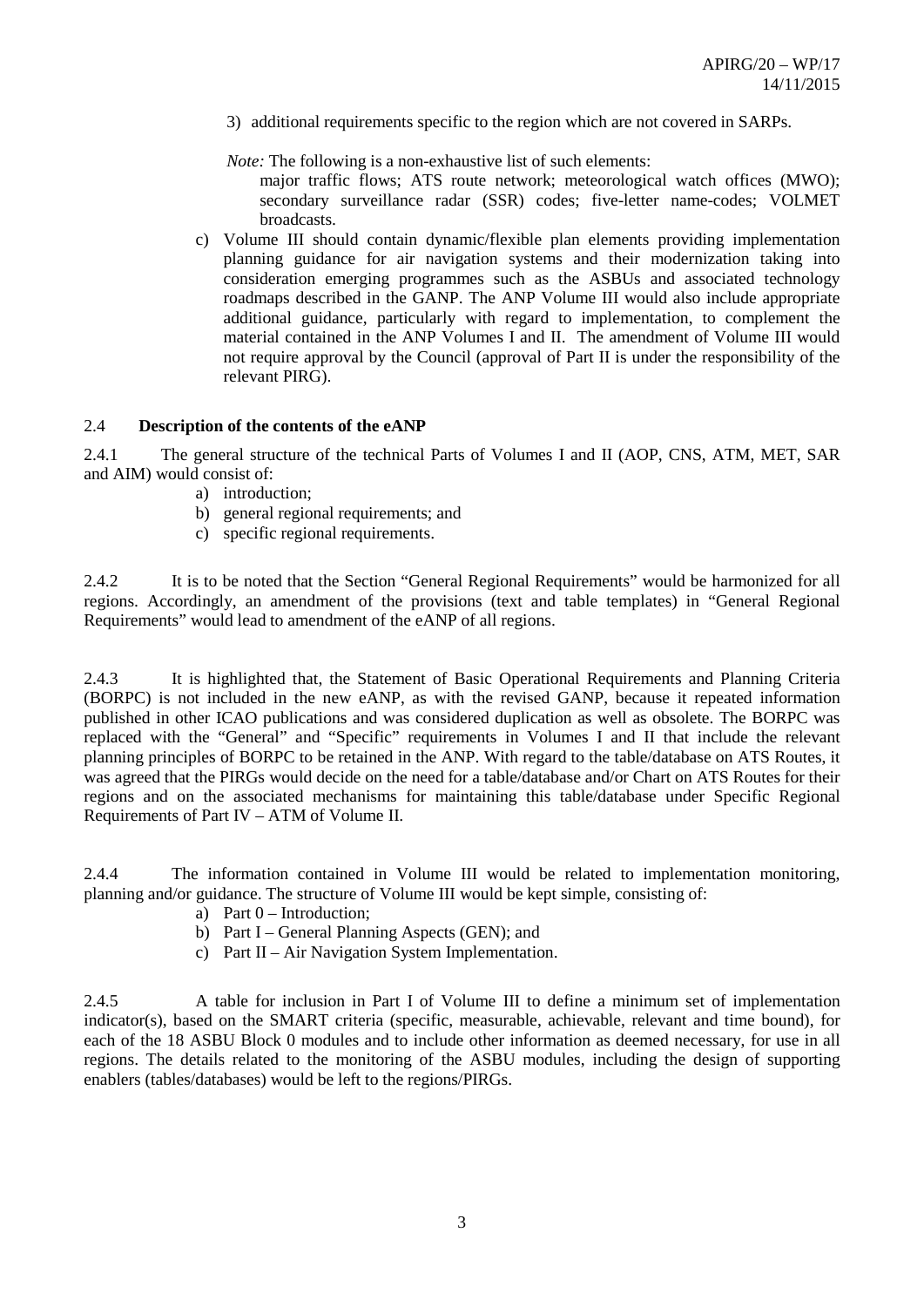3) additional requirements specific to the region which are not covered in SARPs.

*Note:* The following is a non-exhaustive list of such elements:
major traffic flows; ATS route network; meteorological watch offices (MWO); secondary surveillance radar (SSR) codes; five-letter name-codes; VOLMET broadcasts.

c) Volume III should contain dynamic/flexible plan elements providing implementation planning guidance for air navigation systems and their modernization taking into consideration emerging programmes such as the ASBUs and associated technology roadmaps described in the GANP. The ANP Volume III would also include appropriate additional guidance, particularly with regard to implementation, to complement the material contained in the ANP Volumes I and II. The amendment of Volume III would not require approval by the Council (approval of Part II is under the responsibility of the relevant PIRG).

## 2.4 Description of the contents of the eANP

2.4.1 The general structure of the technical Parts of Volumes I and II (AOP, CNS, ATM, MET, SAR and AIM) would consist of:

a) introduction;
b) general regional requirements; and
c) specific regional requirements.

2.4.2 It is to be noted that the Section "General Regional Requirements" would be harmonized for all regions. Accordingly, an amendment of the provisions (text and table templates) in "General Regional Requirements" would lead to amendment of the eANP of all regions.

2.4.3 It is highlighted that, the Statement of Basic Operational Requirements and Planning Criteria (BORPC) is not included in the new eANP, as with the revised GANP, because it repeated information published in other ICAO publications and was considered duplication as well as obsolete. The BORPC was replaced with the "General" and "Specific" requirements in Volumes I and II that include the relevant planning principles of BORPC to be retained in the ANP. With regard to the table/database on ATS Routes, it was agreed that the PIRGs would decide on the need for a table/database and/or Chart on ATS Routes for their regions and on the associated mechanisms for maintaining this table/database under Specific Regional Requirements of Part IV – ATM of Volume II.

2.4.4 The information contained in Volume III would be related to implementation monitoring, planning and/or guidance. The structure of Volume III would be kept simple, consisting of:

a) Part 0 – Introduction;
b) Part I – General Planning Aspects (GEN); and
c) Part II – Air Navigation System Implementation.

2.4.5 A table for inclusion in Part I of Volume III to define a minimum set of implementation indicator(s), based on the SMART criteria (specific, measurable, achievable, relevant and time bound), for each of the 18 ASBU Block 0 modules and to include other information as deemed necessary, for use in all regions. The details related to the monitoring of the ASBU modules, including the design of supporting enablers (tables/databases) would be left to the regions/PIRGs.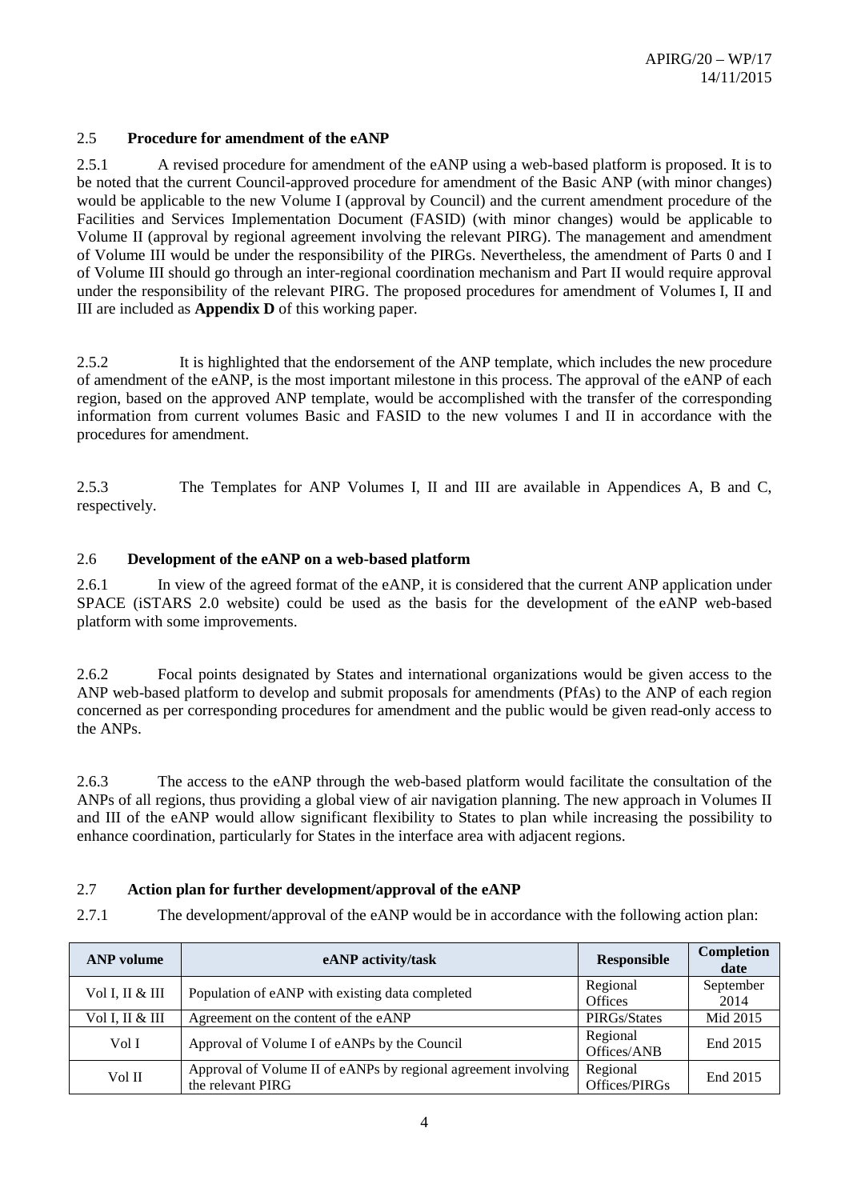### 2.5 **Procedure for amendment of the eANP**

2.5.1 A revised procedure for amendment of the eANP using a web-based platform is proposed. It is to be noted that the current Council-approved procedure for amendment of the Basic ANP (with minor changes) would be applicable to the new Volume I (approval by Council) and the current amendment procedure of the Facilities and Services Implementation Document (FASID) (with minor changes) would be applicable to Volume II (approval by regional agreement involving the relevant PIRG). The management and amendment of Volume III would be under the responsibility of the PIRGs. Nevertheless, the amendment of Parts 0 and I of Volume III should go through an inter-regional coordination mechanism and Part II would require approval under the responsibility of the relevant PIRG. The proposed procedures for amendment of Volumes I, II and III are included as **Appendix D** of this working paper.

2.5.2 It is highlighted that the endorsement of the ANP template, which includes the new procedure of amendment of the eANP, is the most important milestone in this process. The approval of the eANP of each region, based on the approved ANP template, would be accomplished with the transfer of the corresponding information from current volumes Basic and FASID to the new volumes I and II in accordance with the procedures for amendment.

2.5.3 The Templates for ANP Volumes I, II and III are available in Appendices A, B and C, respectively.

### 2.6 **Development of the eANP on a web-based platform**

2.6.1 In view of the agreed format of the eANP, it is considered that the current ANP application under SPACE (iSTARS 2.0 website) could be used as the basis for the development of the eANP web-based platform with some improvements.

2.6.2 Focal points designated by States and international organizations would be given access to the ANP web-based platform to develop and submit proposals for amendments (PfAs) to the ANP of each region concerned as per corresponding procedures for amendment and the public would be given read-only access to the ANPs.

2.6.3 The access to the eANP through the web-based platform would facilitate the consultation of the ANPs of all regions, thus providing a global view of air navigation planning. The new approach in Volumes II and III of the eANP would allow significant flexibility to States to plan while increasing the possibility to enhance coordination, particularly for States in the interface area with adjacent regions.

### 2.7 **Action plan for further development/approval of the eANP**

2.7.1 The development/approval of the eANP would be in accordance with the following action plan:

| ANP volume | eANP activity/task | Responsible | Completion date |
|---|---|---|---|
| Vol I, II & III | Population of eANP with existing data completed | Regional Offices | September 2014 |
| Vol I, II & III | Agreement on the content of the eANP | PIRGs/States | Mid 2015 |
| Vol I | Approval of Volume I of eANPs by the Council | Regional Offices/ANB | End 2015 |
| Vol II | Approval of Volume II of eANPs by regional agreement involving the relevant PIRG | Regional Offices/PIRGs | End 2015 |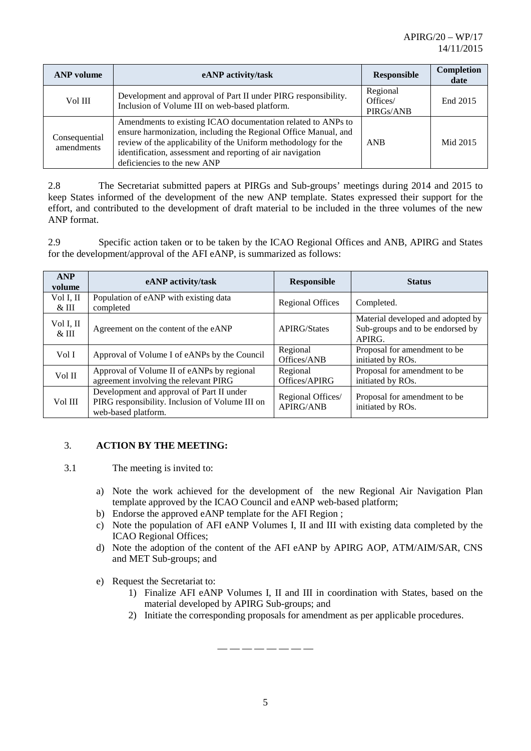| ANP volume | eANP activity/task | Responsible | Completion date |
|---|---|---|---|
| Vol III | Development and approval of Part II under PIRG responsibility. Inclusion of Volume III on web-based platform. | Regional Offices/ PIRGs/ANB | End 2015 |
| Consequential amendments | Amendments to existing ICAO documentation related to ANPs to ensure harmonization, including the Regional Office Manual, and review of the applicability of the Uniform methodology for the identification, assessment and reporting of air navigation deficiencies to the new ANP | ANB | Mid 2015 |

2.8 The Secretariat submitted papers at PIRGs and Sub-groups' meetings during 2014 and 2015 to keep States informed of the development of the new ANP template. States expressed their support for the effort, and contributed to the development of draft material to be included in the three volumes of the new ANP format.

2.9 Specific action taken or to be taken by the ICAO Regional Offices and ANB, APIRG and States for the development/approval of the AFI eANP, is summarized as follows:

| ANP volume | eANP activity/task | Responsible | Status |
|---|---|---|---|
| Vol I, II & III | Population of eANP with existing data completed | Regional Offices | Completed. |
| Vol I, II & III | Agreement on the content of the eANP | APIRG/States | Material developed and adopted by Sub-groups and to be endorsed by APIRG. |
| Vol I | Approval of Volume I of eANPs by the Council | Regional Offices/ANB | Proposal for amendment to be initiated by ROs. |
| Vol II | Approval of Volume II of eANPs by regional agreement involving the relevant PIRG | Regional Offices/APIRG | Proposal for amendment to be initiated by ROs. |
| Vol III | Development and approval of Part II under PIRG responsibility. Inclusion of Volume III on web-based platform. | Regional Offices/ APIRG/ANB | Proposal for amendment to be initiated by ROs. |

## 3. ACTION BY THE MEETING:

3.1 The meeting is invited to:

a) Note the work achieved for the development of the new Regional Air Navigation Plan template approved by the ICAO Council and eANP web-based platform;
b) Endorse the approved eANP template for the AFI Region ;
c) Note the population of AFI eANP Volumes I, II and III with existing data completed by the ICAO Regional Offices;
d) Note the adoption of the content of the AFI eANP by APIRG AOP, ATM/AIM/SAR, CNS and MET Sub-groups; and
e) Request the Secretariat to:
    1) Finalize AFI eANP Volumes I, II and III in coordination with States, based on the material developed by APIRG Sub-groups; and
    2) Initiate the corresponding proposals for amendment as per applicable procedures.

— — — — — — — —